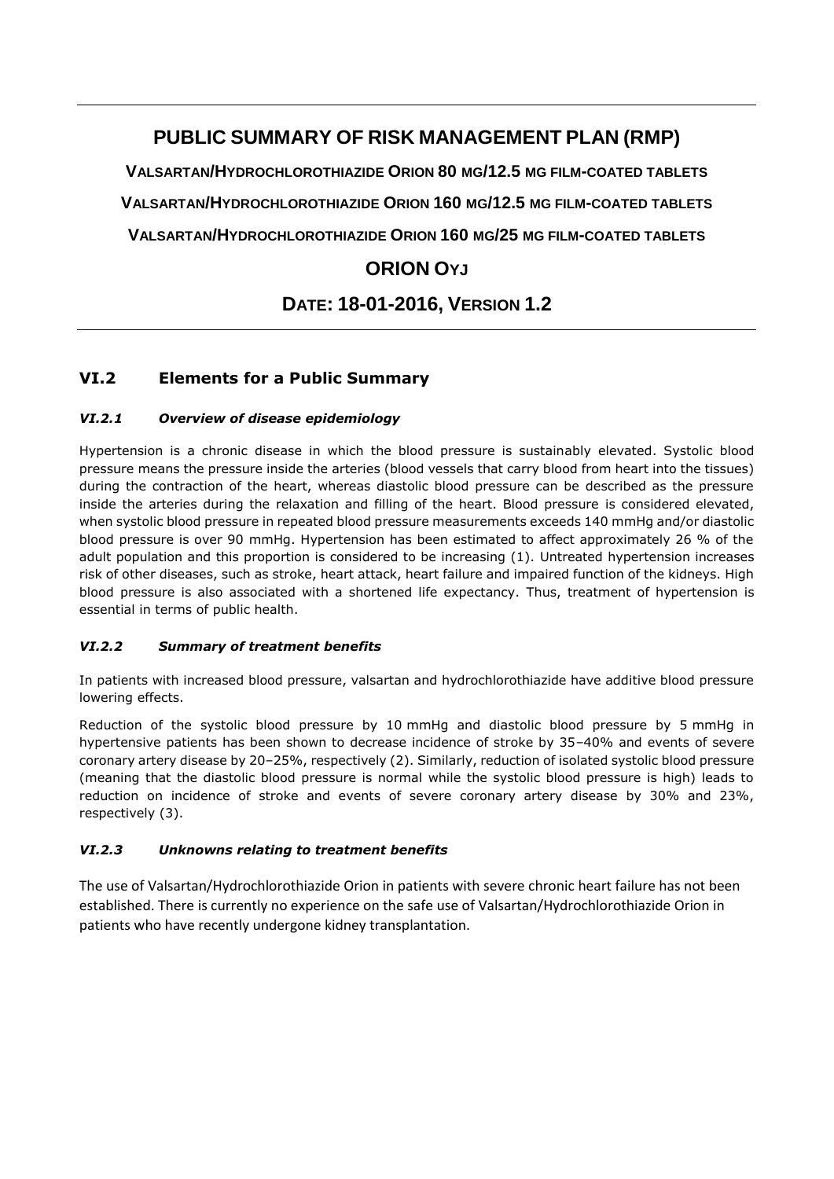# PUBLIC SUMMARY OF RISK MANAGEMENT PLAN (RMP)

**VALSARTAN/HYDROCHLOROTHIAZIDE ORION 80 MG/12.5 MG FILM-COATED TABLETS**

**VALSARTAN/HYDROCHLOROTHIAZIDE ORION 160 MG/12.5 MG FILM-COATED TABLETS**

**VALSARTAN/HYDROCHLOROTHIAZIDE ORION 160 MG/25 MG FILM-COATED TABLETS**

**ORION OYJ**

**DATE: 18-01-2016, VERSION 1.2**

## VI.2 Elements for a Public Summary

### *VI.2.1 Overview of disease epidemiology*

Hypertension is a chronic disease in which the blood pressure is sustainably elevated. Systolic blood pressure means the pressure inside the arteries (blood vessels that carry blood from heart into the tissues) during the contraction of the heart, whereas diastolic blood pressure can be described as the pressure inside the arteries during the relaxation and filling of the heart. Blood pressure is considered elevated, when systolic blood pressure in repeated blood pressure measurements exceeds 140 mmHg and/or diastolic blood pressure is over 90 mmHg. Hypertension has been estimated to affect approximately 26 % of the adult population and this proportion is considered to be increasing (1). Untreated hypertension increases risk of other diseases, such as stroke, heart attack, heart failure and impaired function of the kidneys. High blood pressure is also associated with a shortened life expectancy. Thus, treatment of hypertension is essential in terms of public health.

### *VI.2.2 Summary of treatment benefits*

In patients with increased blood pressure, valsartan and hydrochlorothiazide have additive blood pressure lowering effects.

Reduction of the systolic blood pressure by 10 mmHg and diastolic blood pressure by 5 mmHg in hypertensive patients has been shown to decrease incidence of stroke by 35–40% and events of severe coronary artery disease by 20–25%, respectively (2). Similarly, reduction of isolated systolic blood pressure (meaning that the diastolic blood pressure is normal while the systolic blood pressure is high) leads to reduction on incidence of stroke and events of severe coronary artery disease by 30% and 23%, respectively (3).

### *VI.2.3 Unknowns relating to treatment benefits*

The use of Valsartan/Hydrochlorothiazide Orion in patients with severe chronic heart failure has not been established. There is currently no experience on the safe use of Valsartan/Hydrochlorothiazide Orion in patients who have recently undergone kidney transplantation.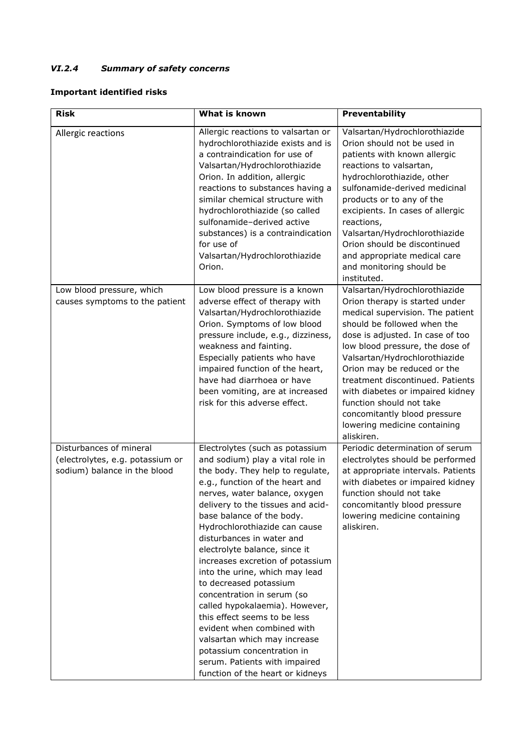### *VI.2.4 Summary of safety concerns*

**Important identified risks**

| Risk | What is known | Preventability |
|---|---|---|
| Allergic reactions | Allergic reactions to valsartan or hydrochlorothiazide exists and is a contraindication for use of Valsartan/Hydrochlorothiazide Orion. In addition, allergic reactions to substances having a similar chemical structure with hydrochlorothiazide (so called sulfonamide–derived active substances) is a contraindication for use of Valsartan/Hydrochlorothiazide Orion. | Valsartan/Hydrochlorothiazide Orion should not be used in patients with known allergic reactions to valsartan, hydrochlorothiazide, other sulfonamide-derived medicinal products or to any of the excipients. In cases of allergic reactions, Valsartan/Hydrochlorothiazide Orion should be discontinued and appropriate medical care and monitoring should be instituted. |
| Low blood pressure, which causes symptoms to the patient | Low blood pressure is a known adverse effect of therapy with Valsartan/Hydrochlorothiazide Orion. Symptoms of low blood pressure include, e.g., dizziness, weakness and fainting. Especially patients who have impaired function of the heart, have had diarrhoea or have been vomiting, are at increased risk for this adverse effect. | Valsartan/Hydrochlorothiazide Orion therapy is started under medical supervision. The patient should be followed when the dose is adjusted. In case of too low blood pressure, the dose of Valsartan/Hydrochlorothiazide Orion may be reduced or the treatment discontinued. Patients with diabetes or impaired kidney function should not take concomitantly blood pressure lowering medicine containing aliskiren. |
| Disturbances of mineral (electrolytes, e.g. potassium or sodium) balance in the blood | Electrolytes (such as potassium and sodium) play a vital role in the body. They help to regulate, e.g., function of the heart and nerves, water balance, oxygen delivery to the tissues and acid-base balance of the body. Hydrochlorothiazide can cause disturbances in water and electrolyte balance, since it increases excretion of potassium into the urine, which may lead to decreased potassium concentration in serum (so called hypokalaemia). However, this effect seems to be less evident when combined with valsartan which may increase potassium concentration in serum. Patients with impaired function of the heart or kidneys | Periodic determination of serum electrolytes should be performed at appropriate intervals. Patients with diabetes or impaired kidney function should not take concomitantly blood pressure lowering medicine containing aliskiren. |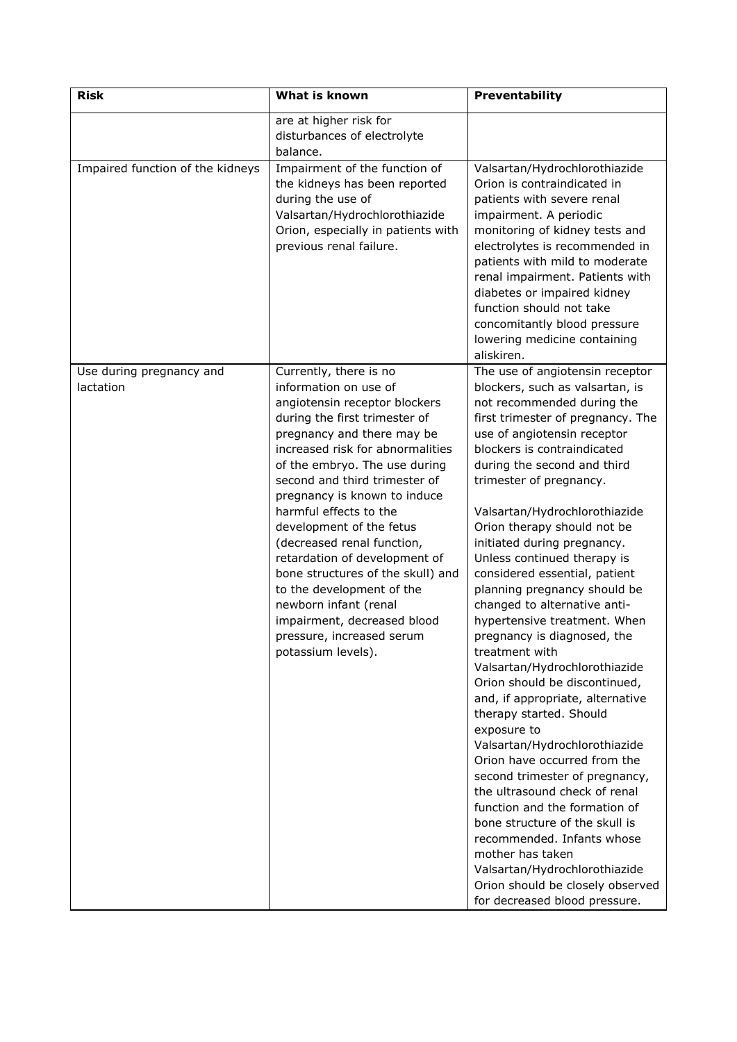| Risk | What is known | Preventability |
| --- | --- | --- |
| | are at higher risk for disturbances of electrolyte balance. | |
| Impaired function of the kidneys | Impairment of the function of the kidneys has been reported during the use of Valsartan/Hydrochlorothiazide Orion, especially in patients with previous renal failure. | Valsartan/Hydrochlorothiazide Orion is contraindicated in patients with severe renal impairment. A periodic monitoring of kidney tests and electrolytes is recommended in patients with mild to moderate renal impairment. Patients with diabetes or impaired kidney function should not take concomitantly blood pressure lowering medicine containing aliskiren. |
| Use during pregnancy and lactation | Currently, there is no information on use of angiotensin receptor blockers during the first trimester of pregnancy and there may be increased risk for abnormalities of the embryo. The use during second and third trimester of pregnancy is known to induce harmful effects to the development of the fetus (decreased renal function, retardation of development of bone structures of the skull) and to the development of the newborn infant (renal impairment, decreased blood pressure, increased serum potassium levels). | The use of angiotensin receptor blockers, such as valsartan, is not recommended during the first trimester of pregnancy. The use of angiotensin receptor blockers is contraindicated during the second and third trimester of pregnancy.<br><br>Valsartan/Hydrochlorothiazide Orion therapy should not be initiated during pregnancy. Unless continued therapy is considered essential, patient planning pregnancy should be changed to alternative anti-hypertensive treatment. When pregnancy is diagnosed, the treatment with Valsartan/Hydrochlorothiazide Orion should be discontinued, and, if appropriate, alternative therapy started. Should exposure to Valsartan/Hydrochlorothiazide Orion have occurred from the second trimester of pregnancy, the ultrasound check of renal function and the formation of bone structure of the skull is recommended. Infants whose mother has taken Valsartan/Hydrochlorothiazide Orion should be closely observed for decreased blood pressure. |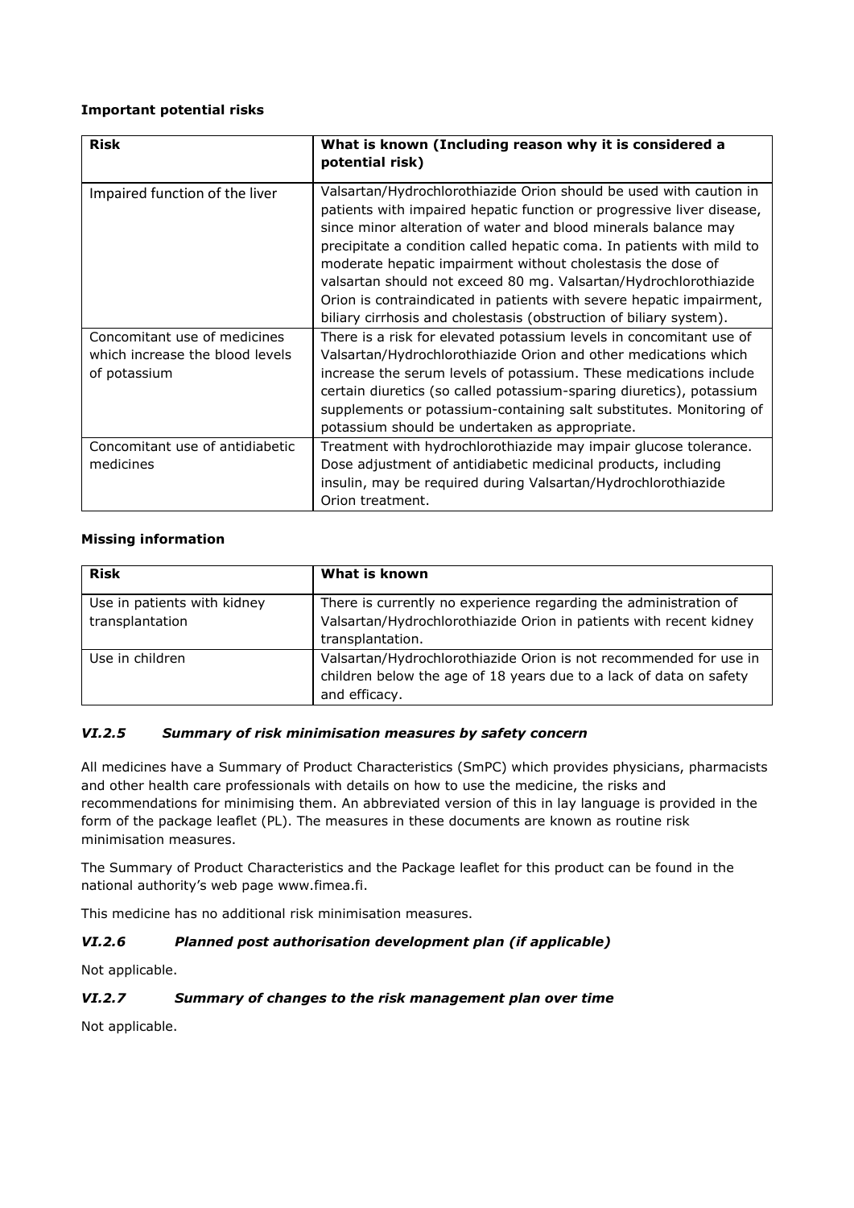**Important potential risks**

| Risk | What is known (Including reason why it is considered a potential risk) |
|---|---|
| Impaired function of the liver | Valsartan/Hydrochlorothiazide Orion should be used with caution in patients with impaired hepatic function or progressive liver disease, since minor alteration of water and blood minerals balance may precipitate a condition called hepatic coma. In patients with mild to moderate hepatic impairment without cholestasis the dose of valsartan should not exceed 80 mg. Valsartan/Hydrochlorothiazide Orion is contraindicated in patients with severe hepatic impairment, biliary cirrhosis and cholestasis (obstruction of biliary system). |
| Concomitant use of medicines which increase the blood levels of potassium | There is a risk for elevated potassium levels in concomitant use of Valsartan/Hydrochlorothiazide Orion and other medications which increase the serum levels of potassium. These medications include certain diuretics (so called potassium-sparing diuretics), potassium supplements or potassium-containing salt substitutes. Monitoring of potassium should be undertaken as appropriate. |
| Concomitant use of antidiabetic medicines | Treatment with hydrochlorothiazide may impair glucose tolerance. Dose adjustment of antidiabetic medicinal products, including insulin, may be required during Valsartan/Hydrochlorothiazide Orion treatment. |

**Missing information**

| Risk | What is known |
|---|---|
| Use in patients with kidney transplantation | There is currently no experience regarding the administration of Valsartan/Hydrochlorothiazide Orion in patients with recent kidney transplantation. |
| Use in children | Valsartan/Hydrochlorothiazide Orion is not recommended for use in children below the age of 18 years due to a lack of data on safety and efficacy. |

### *VI.2.5 Summary of risk minimisation measures by safety concern*

All medicines have a Summary of Product Characteristics (SmPC) which provides physicians, pharmacists and other health care professionals with details on how to use the medicine, the risks and recommendations for minimising them. An abbreviated version of this in lay language is provided in the form of the package leaflet (PL). The measures in these documents are known as routine risk minimisation measures.

The Summary of Product Characteristics and the Package leaflet for this product can be found in the national authority's web page www.fimea.fi.

This medicine has no additional risk minimisation measures.

### *VI.2.6 Planned post authorisation development plan (if applicable)*

Not applicable.

### *VI.2.7 Summary of changes to the risk management plan over time*

Not applicable.